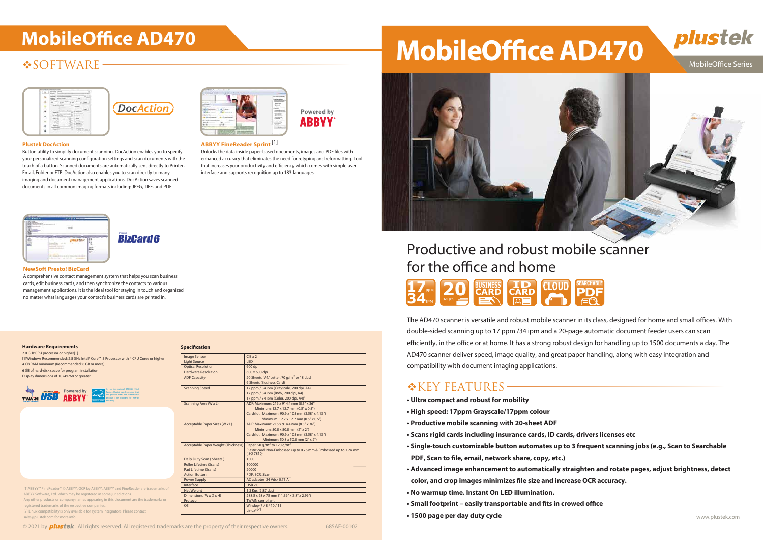# MobileOffice AD470

## ❖SOFTWARE

**Plustek DocAction**

Button utility to simplify document scanning. DocAction enables you to specify your personalized scanning configuration settings and scan documents with the touch of a button. Scanned documents are automatically sent directly to Printer, Email, Folder or FTP. DocAction also enables you to scan directly to many imaging and document management applications. DocAction saves scanned documents in all common imaging formats including: JPEG, TIFF, and PDF.

**ABBYY FineReader Sprint** [1]

Unlocks the data inside paper-based documents, images and PDF files with enhanced accuracy that eliminates the need for retyping and reformatting. Tool that increases your productivity and efficiency which comes with simple user interface and supports recognition up to 183 languages.

**NewSoft Presto! BizCard**

A comprehensive contact management system that helps you scan business cards, edit business cards, and then synchronize the contacts to various management applications. It is the ideal tool for staying in touch and organized no matter what languages your contact's business cards are printed in.

**Hardware Requirements**

2.0 GHz CPU processor or higher[1]
[1]Windows Recommended: 2.8 GHz Intel® Core™ i5 Processor with 4 CPU Cores or higher
4 GB RAM minimum (Recommended: 8 GB or more)
6 GB of hard-disk space for program installation
Display dimensions of 1024x768 or greater

**Specification**

| | |
|---|---|
| Image Sensor | CIS x 2 |
| Light Source | LED |
| Optical Resolution | 600 dpi |
| Hardware Resolution | 600 x 600 dpi |
| ADF Capacity | 20 Sheets (A4/ Letter, 70 g/m² or 18 Lbs)<br>6 Sheets (Business Card) |
| Scanning Speed | 17 ppm / 34 ipm (Grayscale, 200 dpi, A4)<br>17 ppm / 34 ipm (B&W, 200 dpi, A4)<br>17 ppm / 34 ipm (Color, 200 dpi, A4)* |
| Scanning Area (W x L) | ADF: Maximum: 216 x 914.4 mm (8.5" x 36")<br>Minimum: 12.7 x 12.7 mm (0.5" x 0.5")<br>Cardslot : Maximum: 90.9 x 105 mm (3.58" x 4.13")<br>Minimum: 12.7 x 12.7 mm (0.5" x 0.5") |
| Acceptable Paper Sizes (W x L) | ADF: Maximum: 216 x 914.4 mm (8.5" x 36")<br>Minimum: 50.8 x 50.8 mm (2" x 2")<br>Cardslot : Maximum: 90.9 x 105 mm (3.58" x 4.13")<br>Minimum: 50.8 x 50.8 mm (2" x 2") |
| Acceptable Paper Weight (Thickness) | Paper: 50 g/m² to 120 g/m²<br>Plastic card: Non-Embossed up to 0.76 mm & Embossed up to 1.24 mm (ISO 7810) |
| Daily Duty Scan ( Sheets ) | 1500 |
| Roller Lifetime (Scans) | 100000 |
| Pad Lifetime (Scans) | 20000 |
| Action Button | PDF, BCR, Scan |
| Power Supply | AC adapter: 24 Vdc/ 0.75 A |
| Interface | USB 2.0 |
| Net Weight | 1.3 Kgs (2.87 Lbs) |
| Dimensions (W x D x H) | 288.5 x 98 x 75 mm (11.36" x 3.8" x 2.96") |
| Protocol | TWAIN compliant |
| OS | Window 7 / 8 / 10 / 11<br>Linux*[2] |

[1]ABBYY™ FineReader™ © ABBYY. OCR by ABBYY. ABBYY and FineReader are trademarks of ABBYY Software, Ltd. which may be registered in some jurisdictions.
Any other products or company names appearing in this document are the trademarks or registered trademarks of the respective companies.
[2] Linux compatibility is only available for system integrators. Please contact sales@plustek.com for more info.

© 2021 by plustek . All rights reserved. All registered trademarks are the property of their respective owners. 685AE-00102

# MobileOffice AD470

plustek

MobileOffice Series

## Productive and robust mobile scanner for the office and home

The AD470 scanner is versatile and robust mobile scanner in its class, designed for home and small offices. With double-sided scanning up to 17 ppm /34 ipm and a 20-page automatic document feeder users can scan efficiently, in the office or at home. It has a strong robust design for handling up to 1500 documents a day. The AD470 scanner deliver speed, image quality, and great paper handling, along with easy integration and compatibility with document imaging applications.

## ❖KEY FEATURES

- **Ultra compact and robust for mobility**
- **High speed: 17ppm Grayscale/17ppm colour**
- **Productive mobile scanning with 20-sheet ADF**
- **Scans rigid cards including insurance cards, ID cards, drivers licenses etc**
- **Single-touch customizable button automates up to 3 frequent scanning jobs (e.g., Scan to Searchable PDF, Scan to file, email, network share, copy, etc.)**
- **Advanced image enhancement to automatically straighten and rotate pages, adjust brightness, detect color, and crop images minimizes file size and increase OCR accuracy.**
- **No warmup time. Instant On LED illumination.**
- **Small footprint – easily transportable and fits in crowed office**
- **1500 page per day duty cycle**

www.plustek.com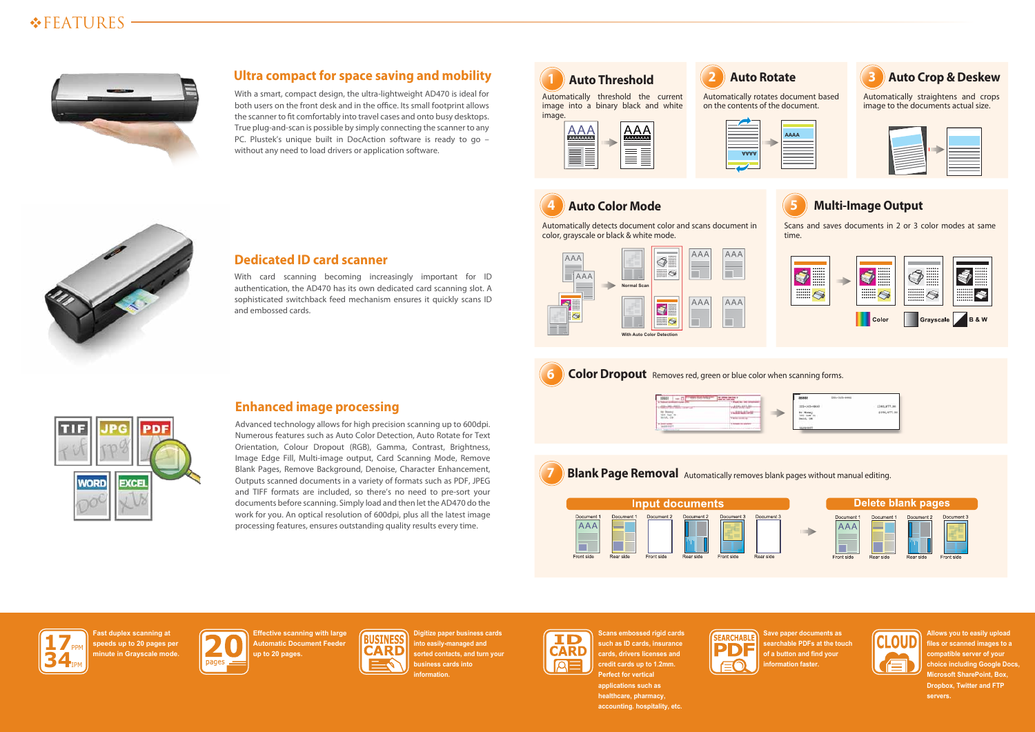# ❖FEATURES

## Ultra compact for space saving and mobility

With a smart, compact design, the ultra-lightweight AD470 is ideal for both users on the front desk and in the office. Its small footprint allows the scanner to fit comfortably into travel cases and onto busy desktops. True plug-and-scan is possible by simply connecting the scanner to any PC. Plustek's unique built in DocAction software is ready to go – without any need to load drivers or application software.

## Dedicated ID card scanner

With card scanning becoming increasingly important for ID authentication, the AD470 has its own dedicated card scanning slot. A sophisticated switchback feed mechanism ensures it quickly scans ID and embossed cards.

## Enhanced image processing

Advanced technology allows for high precision scanning up to 600dpi. Numerous features such as Auto Color Detection, Auto Rotate for Text Orientation, Colour Dropout (RGB), Gamma, Contrast, Brightness, Image Edge Fill, Multi-image output, Card Scanning Mode, Remove Blank Pages, Remove Background, Denoise, Character Enhancement, Outputs scanned documents in a variety of formats such as PDF, JPEG and TIFF formats are included, so there's no need to pre-sort your documents before scanning. Simply load and then let the AD470 do the work for you. An optical resolution of 600dpi, plus all the latest image processing features, ensures outstanding quality results every time.

### 1 Auto Threshold

Automatically threshold the current image into a binary black and white image.

### 2 Auto Rotate

Automatically rotates document based on the contents of the document.

### 3 Auto Crop & Deskew

Automatically straightens and crops image to the documents actual size.

### 4 Auto Color Mode

Automatically detects document color and scans document in color, grayscale or black & white mode.

Normal Scan

With Auto Color Detection

### 5 Multi-Image Output

Scans and saves documents in 2 or 3 color modes at same time.

Color Grayscale B & W

### 6 Color Dropout

Removes red, green or blue color when scanning forms.

### 7 Blank Page Removal

Automatically removes blank pages without manual editing.

Input documents

Document 1 Front side, Document 1 Rear side, Document 2 Front side, Document 2 Rear side, Document 3 Front side, Document 3 Rear side

Delete blank pages

Document 1 Front side, Document 1 Rear side, Document 2 Rear side, Document 3 Front side

---

**17 PPM / 34 IPM** – Fast duplex scanning at speeds up to 20 pages per minute in Grayscale mode.

**20 pages** – Effective scanning with large Automatic Document Feeder up to 20 pages.

**BUSINESS CARD** – Digitize paper business cards into easily-managed and sorted contacts, and turn your business cards into information.

**ID CARD** – Scans embossed rigid cards such as ID cards, insurance cards, drivers licenses and credit cards up to 1.2mm. Perfect for vertical applications such as healthcare, pharmacy, accounting. hospitality, etc.

**SEARCHABLE PDF** – Save paper documents as searchable PDFs at the touch of a button and find your information faster.

**CLOUD** – Allows you to easily upload files or scanned images to a compatible server of your choice including Google Docs, Microsoft SharePoint, Box, Dropbox, Twitter and FTP servers.